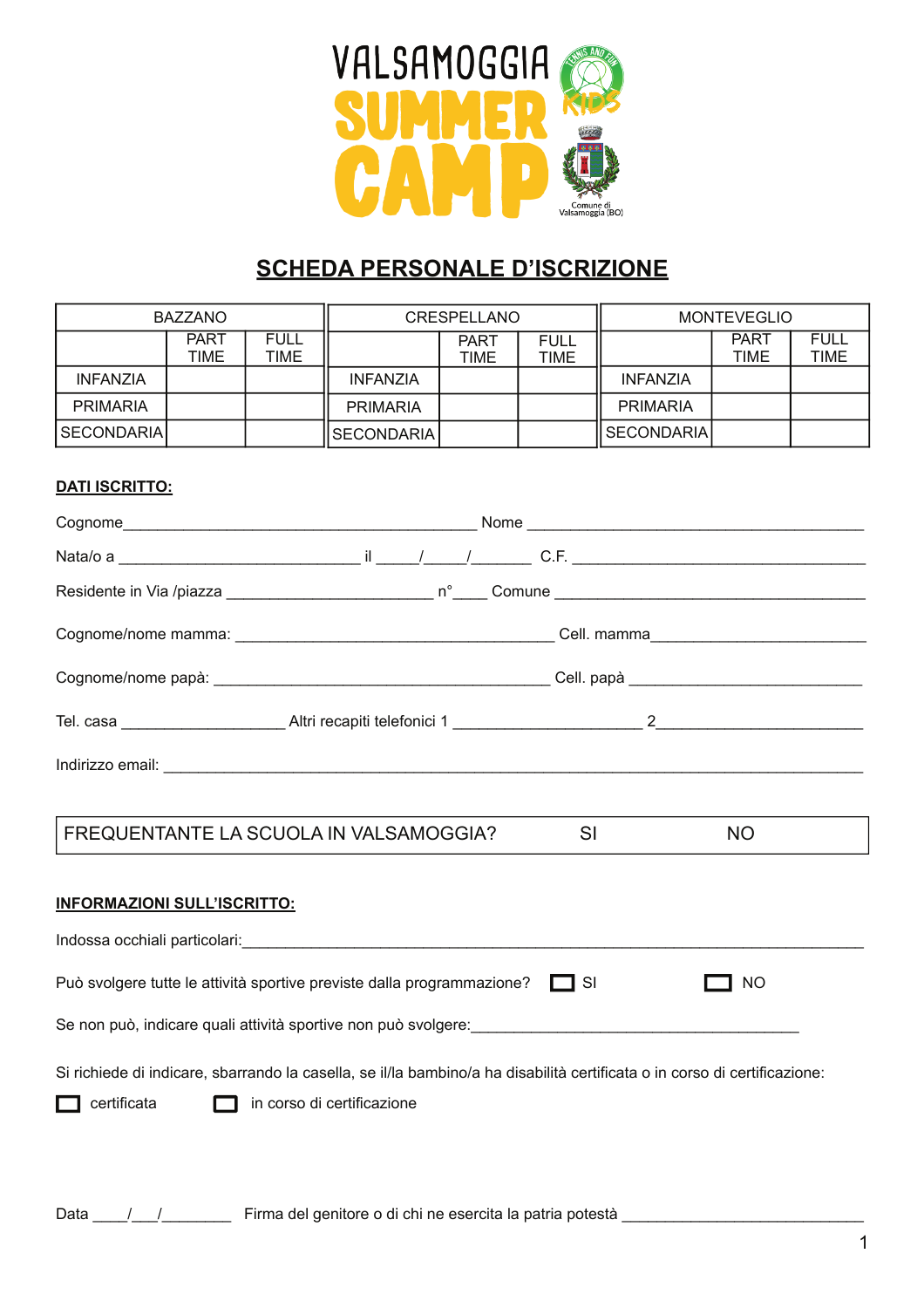VALSAMOGGIA SUMMER CAMP

TENNIS AND FUN KIDS

Comune di Valsamoggia (BO)

# SCHEDA PERSONALE D'ISCRIZIONE

| BAZZANO | | | CRESPELLANO | | | MONTEVEGLIO | | |
|---|---|---|---|---|---|---|---|---|
| | PART TIME | FULL TIME | | PART TIME | FULL TIME | | PART TIME | FULL TIME |
| INFANZIA | | | INFANZIA | | | INFANZIA | | |
| PRIMARIA | | | PRIMARIA | | | PRIMARIA | | |
| SECONDARIA | | | SECONDARIA | | | SECONDARIA | | |

**DATI ISCRITTO:**

Cognome__________________________________________ Nome ________________________________________

Nato/a a ____________________________ il _____/_____/_______ C.F. __________________________________

Residente in Via /piazza ________________________ n°____ Comune ____________________________________

Cognome/nome mamma: _____________________________________ Cell. mamma_________________________

Cognome/nome papà: ________________________________________ Cell. papà ___________________________

Tel. casa ___________________ Altri recapiti telefonici 1 ______________________ 2_______________________

Indirizzo email: ____________________________________________________________________________________

| FREQUENTANTE LA SCUOLA IN VALSAMOGGIA? | SI | NO |
|---|---|---|

**INFORMAZIONI SULL'ISCRITTO:**

Indossa occhiali particolari:__________________________________________________________________________

Può svolgere tutte le attività sportive previste dalla programmazione? ☐ SI ☐ NO

Se non può, indicare quali attività sportive non può svolgere:_______________________________________

Si richiede di indicare, sbarrando la casella, se il/la bambino/a ha disabilità certificata o in corso di certificazione:

☐ certificata ☐ in corso di certificazione

Data ____/___/________ Firma del genitore o di chi ne esercita la patria potestà ____________________________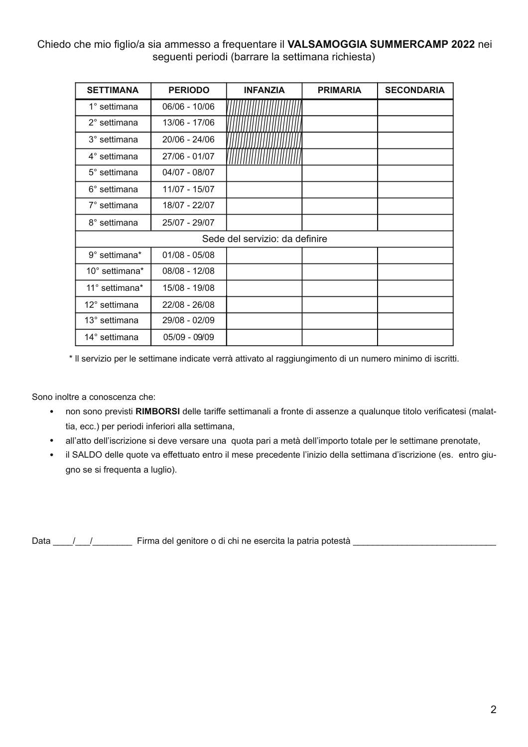Chiedo che mio figlio/a sia ammesso a frequentare il **VALSAMOGGIA SUMMERCAMP 2022** nei seguenti periodi (barrare la settimana richiesta)

| SETTIMANA | PERIODO | INFANZIA | PRIMARIA | SECONDARIA |
|---|---|---|---|---|
| 1° settimana | 06/06 - 10/06 | ////////// | | |
| 2° settimana | 13/06 - 17/06 | ////////// | | |
| 3° settimana | 20/06 - 24/06 | ////////// | | |
| 4° settimana | 27/06 - 01/07 | ////////// | | |
| 5° settimana | 04/07 - 08/07 | | | |
| 6° settimana | 11/07 - 15/07 | | | |
| 7° settimana | 18/07 - 22/07 | | | |
| 8° settimana | 25/07 - 29/07 | | | |
| Sede del servizio: da definire | | | | |
| 9° settimana* | 01/08 - 05/08 | | | |
| 10° settimana* | 08/08 - 12/08 | | | |
| 11° settimana* | 15/08 - 19/08 | | | |
| 12° settimana | 22/08 - 26/08 | | | |
| 13° settimana | 29/08 - 02/09 | | | |
| 14° settimana | 05/09 - 09/09 | | | |

* Il servizio per le settimane indicate verrà attivato al raggiungimento di un numero minimo di iscritti.

Sono inoltre a conoscenza che:

- non sono previsti **RIMBORSI** delle tariffe settimanali a fronte di assenze a qualunque titolo verificatesi (malattia, ecc.) per periodi inferiori alla settimana,
- all'atto dell'iscrizione si deve versare una quota pari a metà dell'importo totale per le settimane prenotate,
- il SALDO delle quote va effettuato entro il mese precedente l'inizio della settimana d'iscrizione (es. entro giugno se si frequenta a luglio).

Data ____/___/________ Firma del genitore o di chi ne esercita la patria potestà ______________________________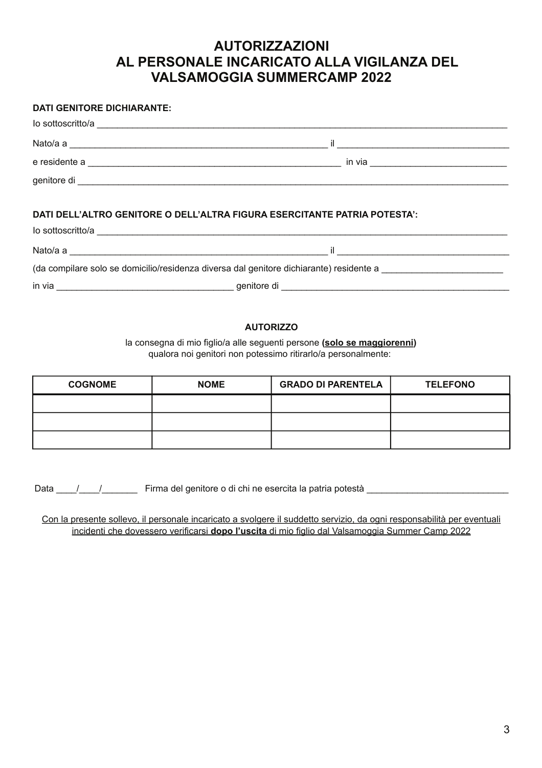# AUTORIZZAZIONI
# AL PERSONALE INCARICATO ALLA VIGILANZA DEL VALSAMOGGIA SUMMERCAMP 2022

**DATI GENITORE DICHIARANTE:**

Io sottoscritto/a ____________________________________________________________________________

Nato/a a ______________________________________________ il ______________________________

e residente a _____________________________________________ in via ________________________

genitore di ______________________________________________________________________________

**DATI DELL'ALTRO GENITORE O DELL'ALTRA FIGURA ESERCITANTE PATRIA POTESTA':**

Io sottoscritto/a ____________________________________________________________________________

Nato/a a ______________________________________________ il ______________________________

(da compilare solo se domicilio/residenza diversa dal genitore dichiarante) residente a ______________________

in via _______________________________ genitore di __________________________________________

**AUTORIZZO**

la consegna di mio figlio/a alle seguenti persone **(solo se maggiorenni)**
qualora noi genitori non potessimo ritirarlo/a personalmente:

| COGNOME | NOME | GRADO DI PARENTELA | TELEFONO |
|---|---|---|---|
| | | | |
| | | | |
| | | | |

Data ____/____/_______ Firma del genitore o di chi ne esercita la patria potestà __________________________

Con la presente sollevo, il personale incaricato a svolgere il suddetto servizio, da ogni responsabilità per eventuali incidenti che dovessero verificarsi **dopo l'uscita** di mio figlio dal Valsamoggia Summer Camp 2022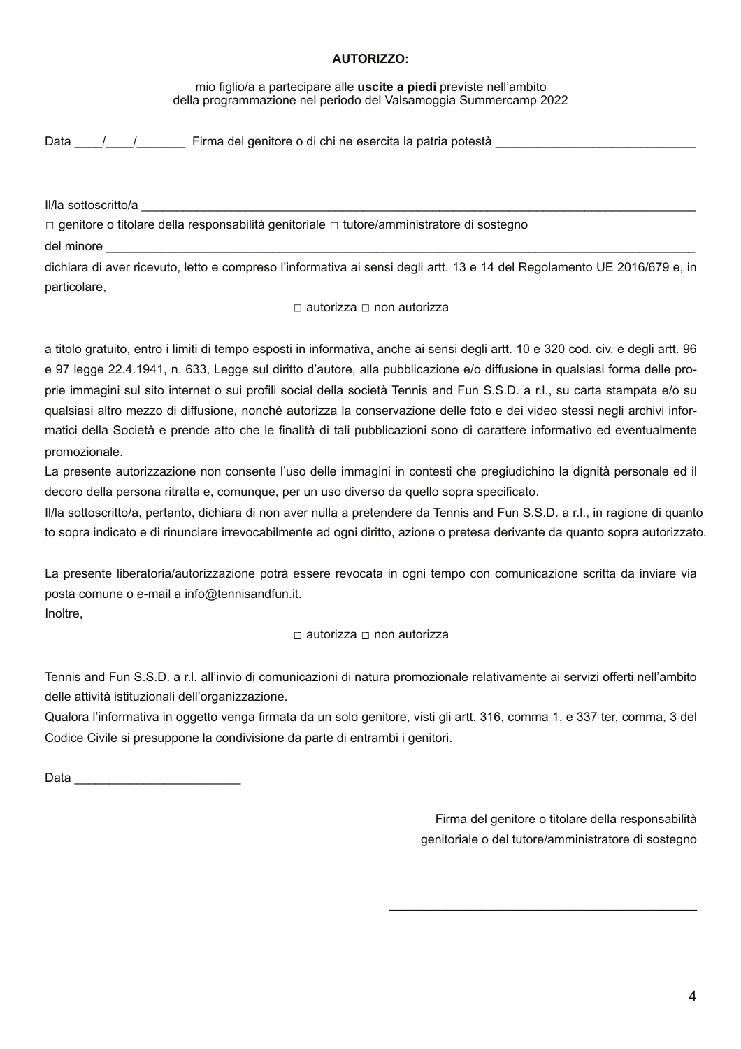**AUTORIZZO:**

mio figlio/a a partecipare alle **uscite a piedi** previste nell'ambito
della programmazione nel periodo del Valsamoggia Summercamp 2022

Data ____/____/_______ Firma del genitore o di chi ne esercita la patria potestà ______________________________

Il/la sottoscritto/a ____________________________________________________________________________________

□ genitore o titolare della responsabilità genitoriale □ tutore/amministratore di sostegno

del minore _____________________________________________________________________________________________

dichiara di aver ricevuto, letto e compreso l'informativa ai sensi degli artt. 13 e 14 del Regolamento UE 2016/679 e, in particolare,

□ autorizza □ non autorizza

a titolo gratuito, entro i limiti di tempo esposti in informativa, anche ai sensi degli artt. 10 e 320 cod. civ. e degli artt. 96 e 97 legge 22.4.1941, n. 633, Legge sul diritto d'autore, alla pubblicazione e/o diffusione in qualsiasi forma delle proprie immagini sul sito internet o sui profili social della società Tennis and Fun S.S.D. a r.l., su carta stampata e/o su qualsiasi altro mezzo di diffusione, nonché autorizza la conservazione delle foto e dei video stessi negli archivi informatici della Società e prende atto che le finalità di tali pubblicazioni sono di carattere informativo ed eventualmente promozionale.

La presente autorizzazione non consente l'uso delle immagini in contesti che pregiudichino la dignità personale ed il decoro della persona ritratta e, comunque, per un uso diverso da quello sopra specificato.

Il/la sottoscritto/a, pertanto, dichiara di non aver nulla a pretendere da Tennis and Fun S.S.D. a r.l., in ragione di quanto sopra indicato e di rinunciare irrevocabilmente ad ogni diritto, azione o pretesa derivante da quanto sopra autorizzato.

La presente liberatoria/autorizzazione potrà essere revocata in ogni tempo con comunicazione scritta da inviare via posta comune o e-mail a info@tennisandfun.it.

Inoltre,

□ autorizza □ non autorizza

Tennis and Fun S.S.D. a r.l. all'invio di comunicazioni di natura promozionale relativamente ai servizi offerti nell'ambito delle attività istituzionali dell'organizzazione.

Qualora l'informativa in oggetto venga firmata da un solo genitore, visti gli artt. 316, comma 1, e 337 ter, comma, 3 del Codice Civile si presuppone la condivisione da parte di entrambi i genitori.

Data ________________________

Firma del genitore o titolare della responsabilità genitoriale o del tutore/amministratore di sostegno

____________________________________________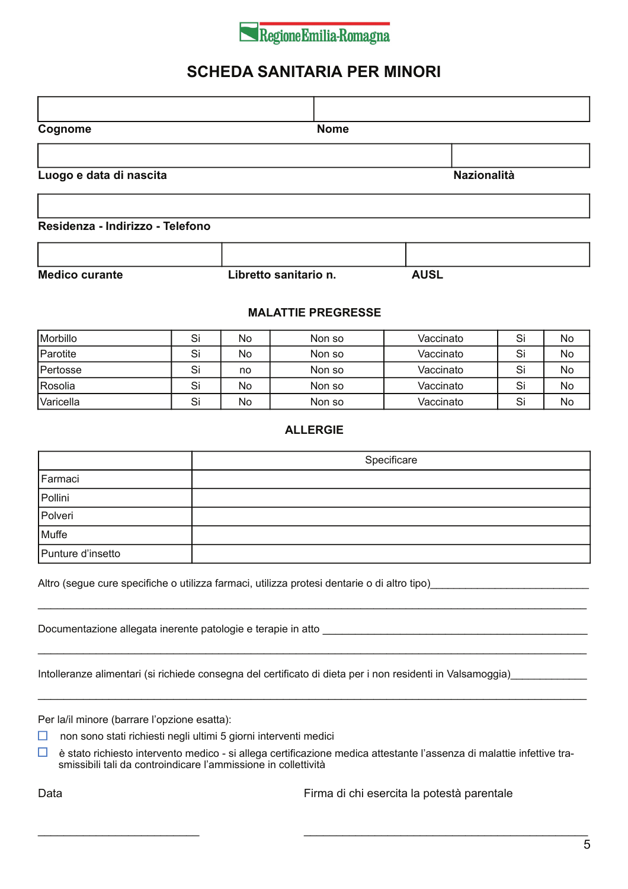RegioneEmilia-Romagna

# SCHEDA SANITARIA PER MINORI

| | |
|---|---|
| | |
| **Cognome** | **Nome** |

| | |
|---|---|
| | |
| **Luogo e data di nascita** | **Nazionalità** |

| |
|---|
| |
| **Residenza - Indirizzo - Telefono** |

| | | |
|---|---|---|
| | | |
| **Medico curante** | **Libretto sanitario n.** | **AUSL** |

## MALATTIE PREGRESSE

| | | | | | | |
|---|---|---|---|---|---|---|
| Morbillo | Si | No | Non so | Vaccinato | Si | No |
| Parotite | Si | No | Non so | Vaccinato | Si | No |
| Pertosse | Si | no | Non so | Vaccinato | Si | No |
| Rosolia | Si | No | Non so | Vaccinato | Si | No |
| Varicella | Si | No | Non so | Vaccinato | Si | No |

## ALLERGIE

| | Specificare |
|---|---|
| Farmaci | |
| Pollini | |
| Polveri | |
| Muffe | |
| Punture d'insetto | |

Altro (segue cure specifiche o utilizza farmaci, utilizza protesi dentarie o di altro tipo)___________________________

_____________________________________________________________________________________

Documentazione allegata inerente patologie e terapie in atto _____________________________________________

_____________________________________________________________________________________

Intolleranze alimentari (si richiede consegna del certificato di dieta per i non residenti in Valsamoggia)_____________

_____________________________________________________________________________________

Per la/il minore (barrare l'opzione esatta):

- ☐ non sono stati richiesti negli ultimi 5 giorni interventi medici
- ☐ è stato richiesto intervento medico - si allega certificazione medica attestante l'assenza di malattie infettive trasmissibili tali da controindicare l'ammissione in collettività

Data

___________________________

Firma di chi esercita la potestà parentale

_______________________________________________